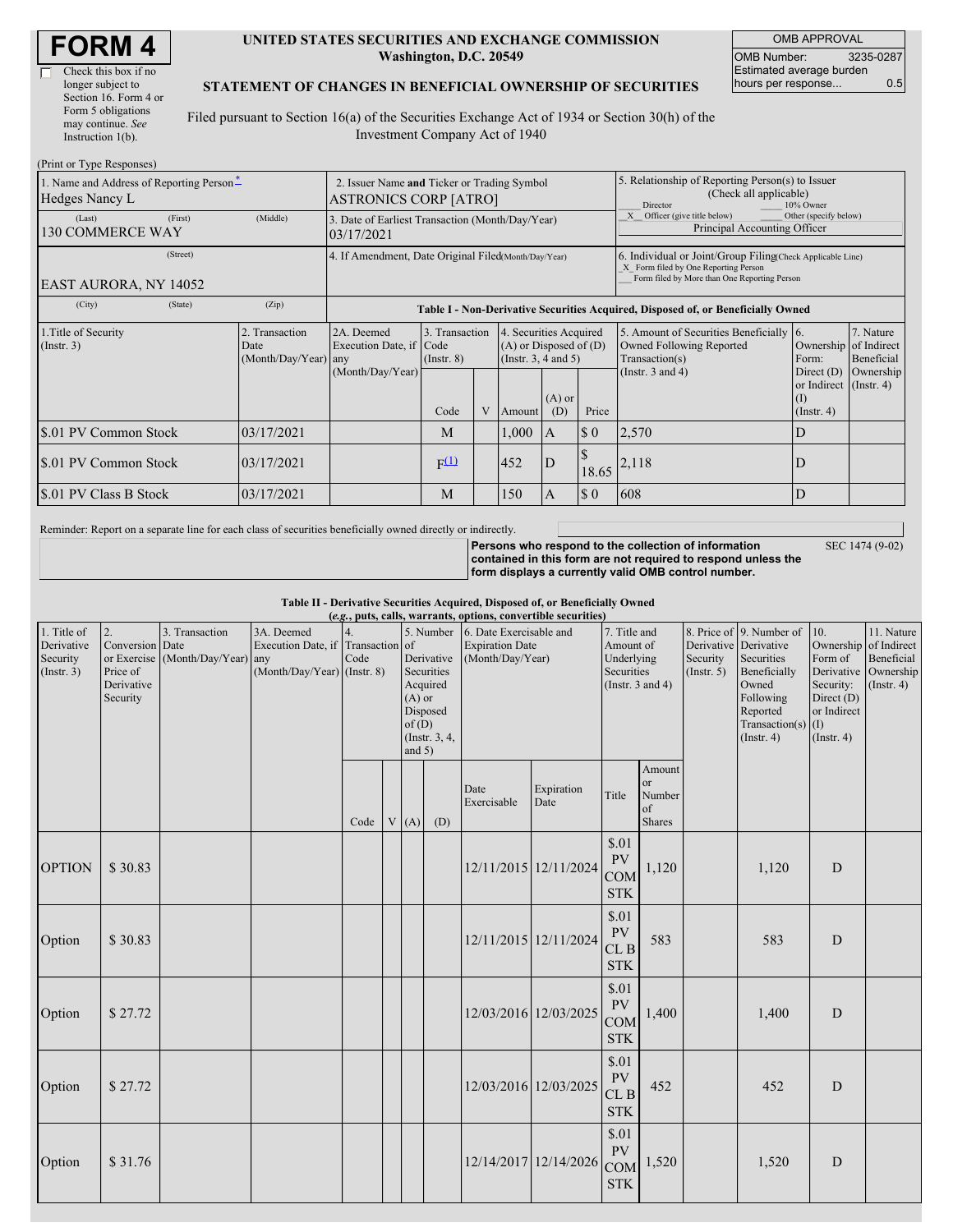# FORM 4

☐ Check this box if no longer subject to Section 16. Form 4 or Form 5 obligations may continue. *See* Instruction 1(b).

**UNITED STATES SECURITIES AND EXCHANGE COMMISSION**
**Washington, D.C. 20549**

**STATEMENT OF CHANGES IN BENEFICIAL OWNERSHIP OF SECURITIES**

Filed pursuant to Section 16(a) of the Securities Exchange Act of 1934 or Section 30(h) of the Investment Company Act of 1940

| OMB APPROVAL | |
|---|---|
| OMB Number: | 3235-0287 |
| Estimated average burden hours per response... | 0.5 |

(Print or Type Responses)

| 1. Name and Address of Reporting Person* | 2. Issuer Name and Ticker or Trading Symbol | 5. Relationship of Reporting Person(s) to Issuer (Check all applicable) |
|---|---|---|
| Hedges Nancy L | ASTRONICS CORP [ATRO] | ___ Director ___ 10% Owner |
| (Last) (First) (Middle) 130 COMMERCE WAY | 3. Date of Earliest Transaction (Month/Day/Year) 03/17/2021 | _X_ Officer (give title below) ___ Other (specify below) Principal Accounting Officer |
| (Street) EAST AURORA, NY 14052 | 4. If Amendment, Date Original Filed(Month/Day/Year) | 6. Individual or Joint/Group Filing(Check Applicable Line) _X_ Form filed by One Reporting Person ___ Form filed by More than One Reporting Person |
| (City) (State) (Zip) | | |

**Table I - Non-Derivative Securities Acquired, Disposed of, or Beneficially Owned**

| 1.Title of Security (Instr. 3) | 2. Transaction Date (Month/Day/Year) | 2A. Deemed Execution Date, if any (Month/Day/Year) | 3. Transaction Code (Instr. 8) | | 4. Securities Acquired (A) or Disposed of (D) (Instr. 3, 4 and 5) | | | 5. Amount of Securities Beneficially Owned Following Reported Transaction(s) (Instr. 3 and 4) | 6. Ownership Form: Direct (D) or Indirect (I) (Instr. 4) | 7. Nature of Indirect Beneficial Ownership (Instr. 4) |
|---|---|---|---|---|---|---|---|---|---|---|
| | | | Code | V | Amount | (A) or (D) | Price | | | |
| $.01 PV Common Stock | 03/17/2021 | | M | | 1,000 | A | $ 0 | 2,570 | D | |
| $.01 PV Common Stock | 03/17/2021 | | F[(1)] | | 452 | D | $ 18.65 | 2,118 | D | |
| $.01 PV Class B Stock | 03/17/2021 | | M | | 150 | A | $ 0 | 608 | D | |

Reminder: Report on a separate line for each class of securities beneficially owned directly or indirectly.

**Persons who respond to the collection of information contained in this form are not required to respond unless the form displays a currently valid OMB control number.** SEC 1474 (9-02)

**Table II - Derivative Securities Acquired, Disposed of, or Beneficially Owned**
**(*e.g.*, puts, calls, warrants, options, convertible securities)**

| 1. Title of Derivative Security (Instr. 3) | 2. Conversion or Exercise Price of Derivative Security | 3. Transaction Date (Month/Day/Year) | 3A. Deemed Execution Date, if any (Month/Day/Year) | 4. Transaction Code (Instr. 8) | | 5. Number of Derivative Securities Acquired (A) or Disposed of (D) (Instr. 3, 4, and 5) | | 6. Date Exercisable and Expiration Date (Month/Day/Year) | | 7. Title and Amount of Underlying Securities (Instr. 3 and 4) | | 8. Price of Derivative Security (Instr. 5) | 9. Number of Derivative Securities Beneficially Owned Following Reported Transaction(s) (Instr. 4) | 10. Ownership Form of Derivative Security: Direct (D) or Indirect (I) (Instr. 4) | 11. Nature of Indirect Beneficial Ownership (Instr. 4) |
|---|---|---|---|---|---|---|---|---|---|---|---|---|---|---|---|
| | | | | Code | V | (A) | (D) | Date Exercisable | Expiration Date | Title | Amount or Number of Shares | | | | |
| OPTION | $ 30.83 | | | | | | | 12/11/2015 | 12/11/2024 | $.01 PV COM STK | 1,120 | | 1,120 | D | |
| Option | $ 30.83 | | | | | | | 12/11/2015 | 12/11/2024 | $.01 PV CL B STK | 583 | | 583 | D | |
| Option | $ 27.72 | | | | | | | 12/03/2016 | 12/03/2025 | $.01 PV COM STK | 1,400 | | 1,400 | D | |
| Option | $ 27.72 | | | | | | | 12/03/2016 | 12/03/2025 | $.01 PV CL B STK | 452 | | 452 | D | |
| Option | $ 31.76 | | | | | | | 12/14/2017 | 12/14/2026 | $.01 PV COM STK | 1,520 | | 1,520 | D | |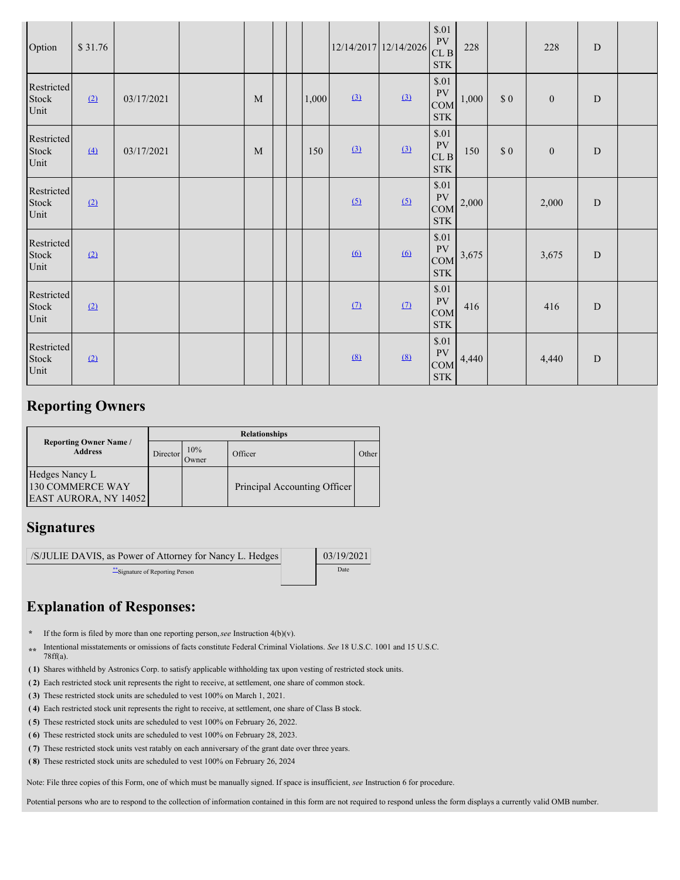| | | | | | | | | | | | | | | | | |
|---|---|---|---|---|---|---|---|---|---|---|---|---|---|---|---|---|
| Option | $ 31.76 | | | | | | | | 12/14/2017 | 12/14/2026 | $.01 PV CL B STK | 228 | | 228 | D | |
| Restricted Stock Unit | (2) | 03/17/2021 | | M | | | | 1,000 | (3) | (3) | $.01 PV COM STK | 1,000 | $ 0 | 0 | D | |
| Restricted Stock Unit | (4) | 03/17/2021 | | M | | | | 150 | (3) | (3) | $.01 PV CL B STK | 150 | $ 0 | 0 | D | |
| Restricted Stock Unit | (2) | | | | | | | | (5) | (5) | $.01 PV COM STK | 2,000 | | 2,000 | D | |
| Restricted Stock Unit | (2) | | | | | | | | (6) | (6) | $.01 PV COM STK | 3,675 | | 3,675 | D | |
| Restricted Stock Unit | (2) | | | | | | | | (7) | (7) | $.01 PV COM STK | 416 | | 416 | D | |
| Restricted Stock Unit | (2) | | | | | | | | (8) | (8) | $.01 PV COM STK | 4,440 | | 4,440 | D | |

## Reporting Owners

| Reporting Owner Name / Address | Relationships | | | |
|---|---|---|---|---|
| | Director | 10% Owner | Officer | Other |
| Hedges Nancy L<br>130 COMMERCE WAY<br>EAST AURORA, NY 14052 | | | Principal Accounting Officer | |

## Signatures

| | | |
|---|---|---|
| /S/JULIE DAVIS, as Power of Attorney for Nancy L. Hedges | | 03/19/2021 |
| **Signature of Reporting Person | | Date |

## Explanation of Responses:

\* If the form is filed by more than one reporting person, *see* Instruction 4(b)(v).

** Intentional misstatements or omissions of facts constitute Federal Criminal Violations. *See* 18 U.S.C. 1001 and 15 U.S.C. 78ff(a).

**( 1)** Shares withheld by Astronics Corp. to satisfy applicable withholding tax upon vesting of restricted stock units.

**( 2)** Each restricted stock unit represents the right to receive, at settlement, one share of common stock.

**( 3)** These restricted stock units are scheduled to vest 100% on March 1, 2021.

**( 4)** Each restricted stock unit represents the right to receive, at settlement, one share of Class B stock.

**( 5)** These restricted stock units are scheduled to vest 100% on February 26, 2022.

**( 6)** These restricted stock units are scheduled to vest 100% on February 28, 2023.

**( 7)** These restricted stock units vest ratably on each anniversary of the grant date over three years.

**( 8)** These restricted stock units are scheduled to vest 100% on February 26, 2024

Note: File three copies of this Form, one of which must be manually signed. If space is insufficient, *see* Instruction 6 for procedure.

Potential persons who are to respond to the collection of information contained in this form are not required to respond unless the form displays a currently valid OMB number.